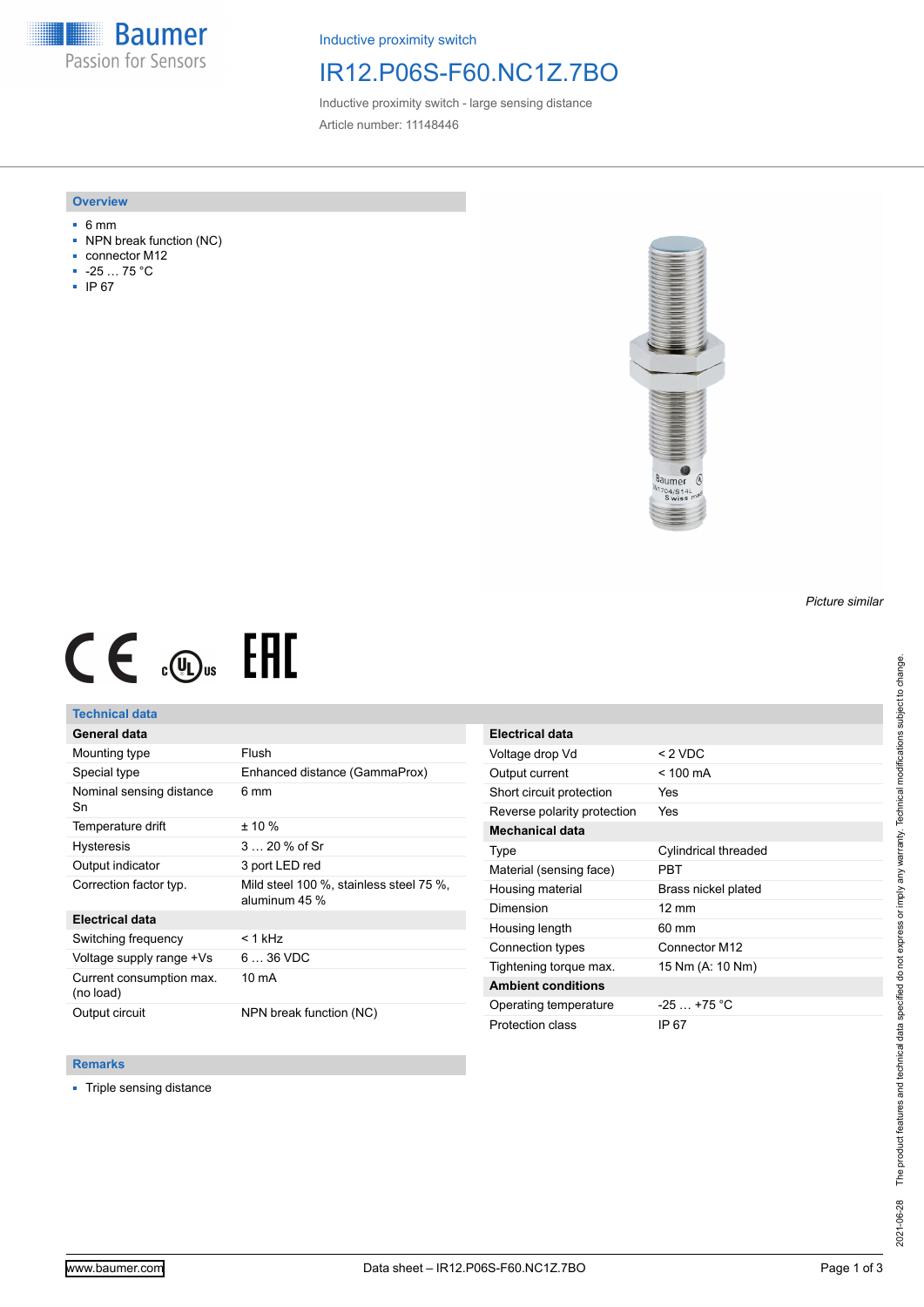Inductive proximity switch

# IR12.P06S-F60.NC1Z.7BO

Inductive proximity switch - large sensing distance

Article number: 11148446

## Overview

- 6 mm
- NPN break function (NC)
- connector M12
- -25 … 75 °C
- IP 67

*Picture similar*

## Technical data

| General data | |
|---|---|
| Mounting type | Flush |
| Special type | Enhanced distance (GammaProx) |
| Nominal sensing distance Sn | 6 mm |
| Temperature drift | ± 10 % |
| Hysteresis | 3 … 20 % of Sr |
| Output indicator | 3 port LED red |
| Correction factor typ. | Mild steel 100 %, stainless steel 75 %, aluminum 45 % |

| Electrical data | |
|---|---|
| Switching frequency | < 1 kHz |
| Voltage supply range +Vs | 6 … 36 VDC |
| Current consumption max. (no load) | 10 mA |
| Output circuit | NPN break function (NC) |
| Voltage drop Vd | < 2 VDC |
| Output current | < 100 mA |
| Short circuit protection | Yes |
| Reverse polarity protection | Yes |

| Mechanical data | |
|---|---|
| Type | Cylindrical threaded |
| Material (sensing face) | PBT |
| Housing material | Brass nickel plated |
| Dimension | 12 mm |
| Housing length | 60 mm |
| Connection types | Connector M12 |
| Tightening torque max. | 15 Nm (A: 10 Nm) |

| Ambient conditions | |
|---|---|
| Operating temperature | -25 … +75 °C |
| Protection class | IP 67 |

## Remarks

- Triple sensing distance

2021-06-28 The product features and technical data specified do not express or imply any warranty. Technical modifications subject to change.

www.baumer.com    Data sheet – IR12.P06S-F60.NC1Z.7BO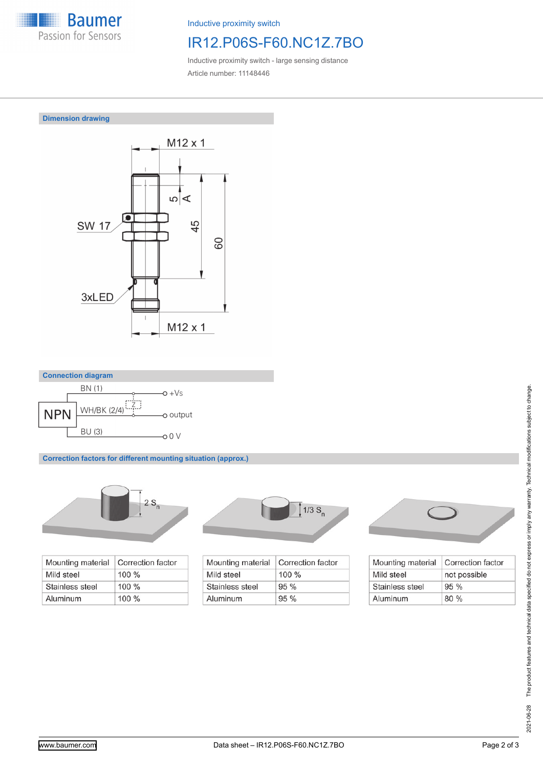Inductive proximity switch

# IR12.P06S-F60.NC1Z.7BO

Inductive proximity switch - large sensing distance

Article number: 11148446

## Dimension drawing

M12 x 1

SW 17

5

A

45

60

3xLED

M12 x 1

## Connection diagram

NPN

BN (1) — +Vs

WH/BK (2/4) — Z — output

BU (3) — 0 V

## Correction factors for different mounting situation (approx.)

2 $S_n$

| Mounting material | Correction factor |
|---|---|
| Mild steel | 100 % |
| Stainless steel | 100 % |
| Aluminum | 100 % |

1/3 $S_n$

| Mounting material | Correction factor |
|---|---|
| Mild steel | 100 % |
| Stainless steel | 95 % |
| Aluminum | 95 % |

| Mounting material | Correction factor |
|---|---|
| Mild steel | not possible |
| Stainless steel | 95 % |
| Aluminum | 80 % |

2021-06-28 The product features and technical data specified do not express or imply any warranty. Technical modifications subject to change.

www.baumer.com

Data sheet – IR12.P06S-F60.NC1Z.7BO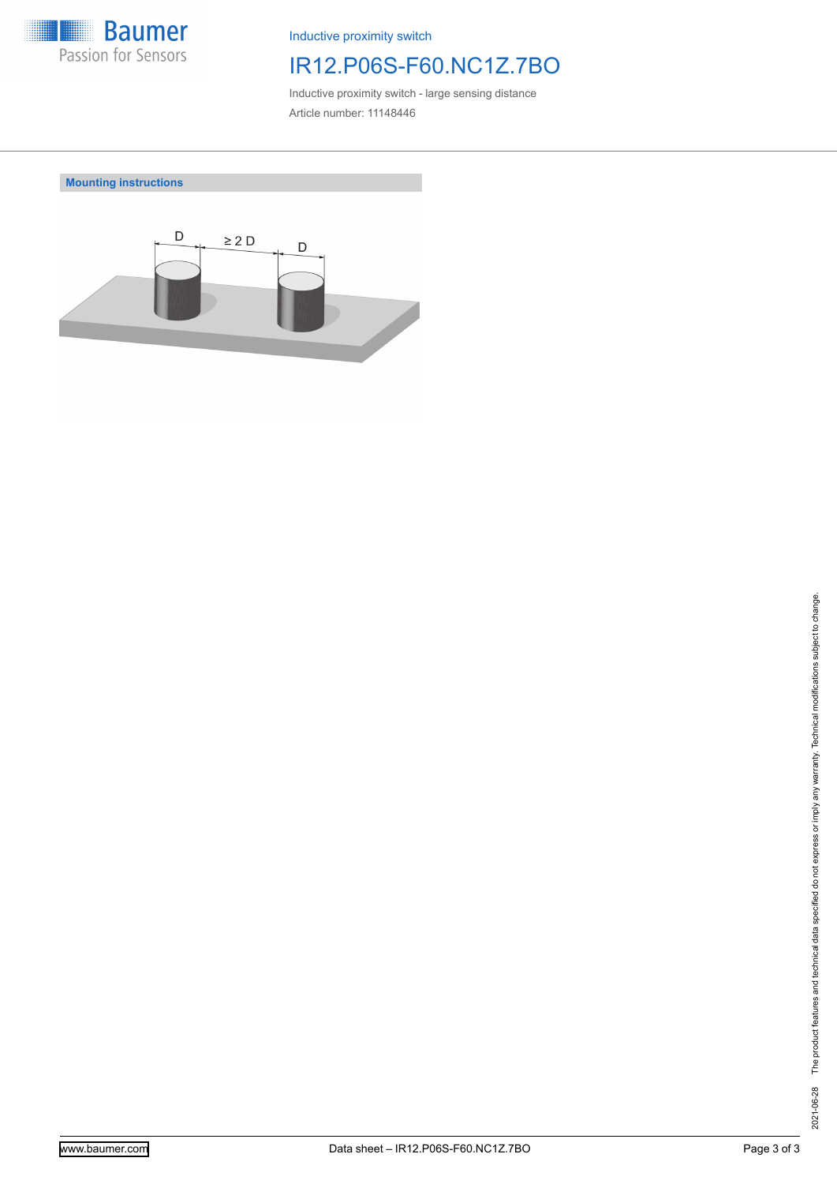Inductive proximity switch

# IR12.P06S-F60.NC1Z.7BO

Inductive proximity switch - large sensing distance

Article number: 11148446

## Mounting instructions

D

≥ 2 D

D

2021-06-28 The product features and technical data specified do not express or imply any warranty. Technical modifications subject to change.